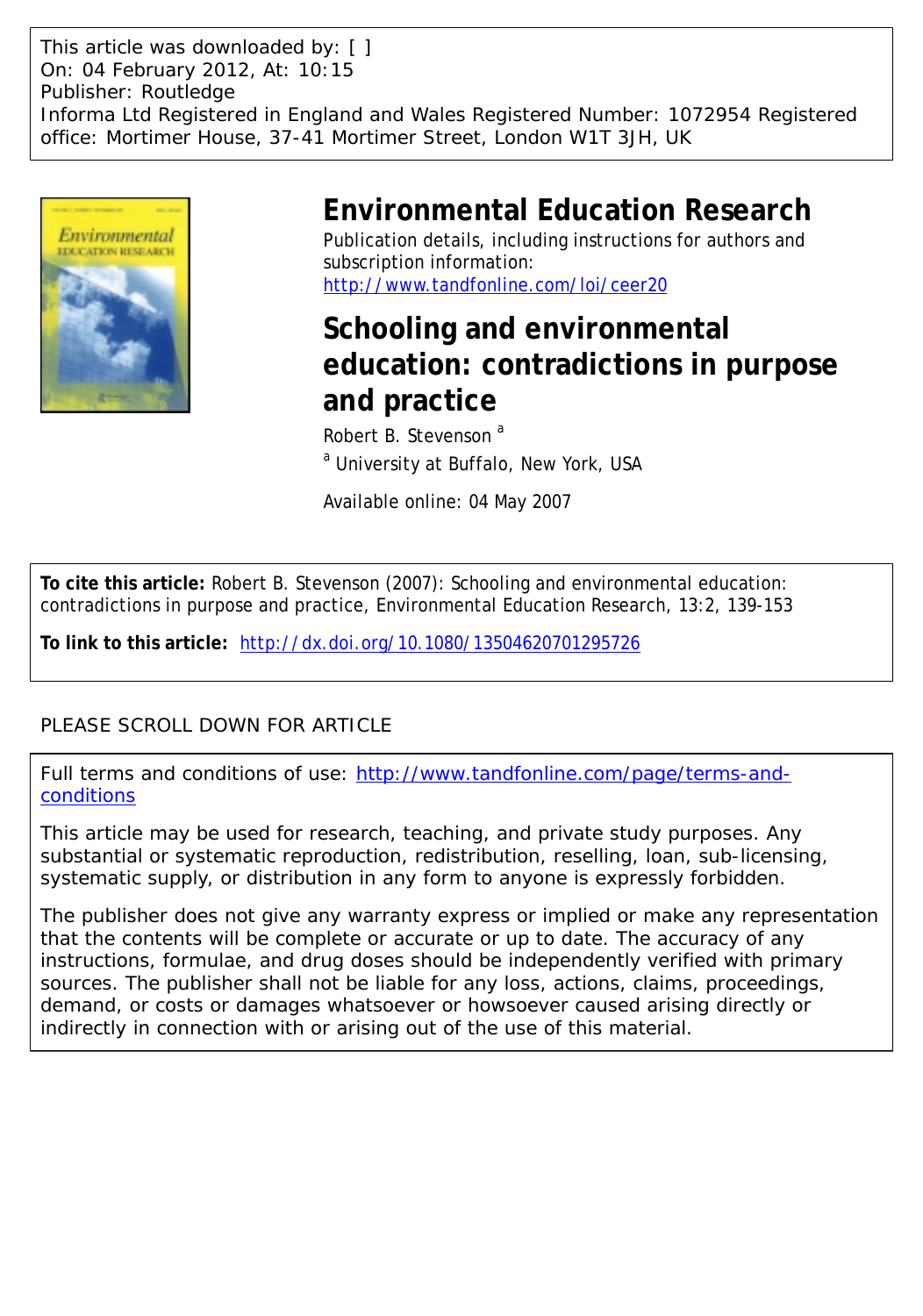This article was downloaded by: [ ]
On: 04 February 2012, At: 10:15
Publisher: Routledge
Informa Ltd Registered in England and Wales Registered Number: 1072954 Registered office: Mortimer House, 37-41 Mortimer Street, London W1T 3JH, UK

# Environmental Education Research

Publication details, including instructions for authors and subscription information:
http://www.tandfonline.com/loi/ceer20

# Schooling and environmental education: contradictions in purpose and practice

Robert B. Stevenson [a]

[a] University at Buffalo, New York, USA

Available online: 04 May 2007

**To cite this article:** Robert B. Stevenson (2007): Schooling and environmental education: contradictions in purpose and practice, Environmental Education Research, 13:2, 139-153

**To link to this article:** http://dx.doi.org/10.1080/13504620701295726

PLEASE SCROLL DOWN FOR ARTICLE

Full terms and conditions of use: http://www.tandfonline.com/page/terms-and-conditions

This article may be used for research, teaching, and private study purposes. Any substantial or systematic reproduction, redistribution, reselling, loan, sub-licensing, systematic supply, or distribution in any form to anyone is expressly forbidden.

The publisher does not give any warranty express or implied or make any representation that the contents will be complete or accurate or up to date. The accuracy of any instructions, formulae, and drug doses should be independently verified with primary sources. The publisher shall not be liable for any loss, actions, claims, proceedings, demand, or costs or damages whatsoever or howsoever caused arising directly or indirectly in connection with or arising out of the use of this material.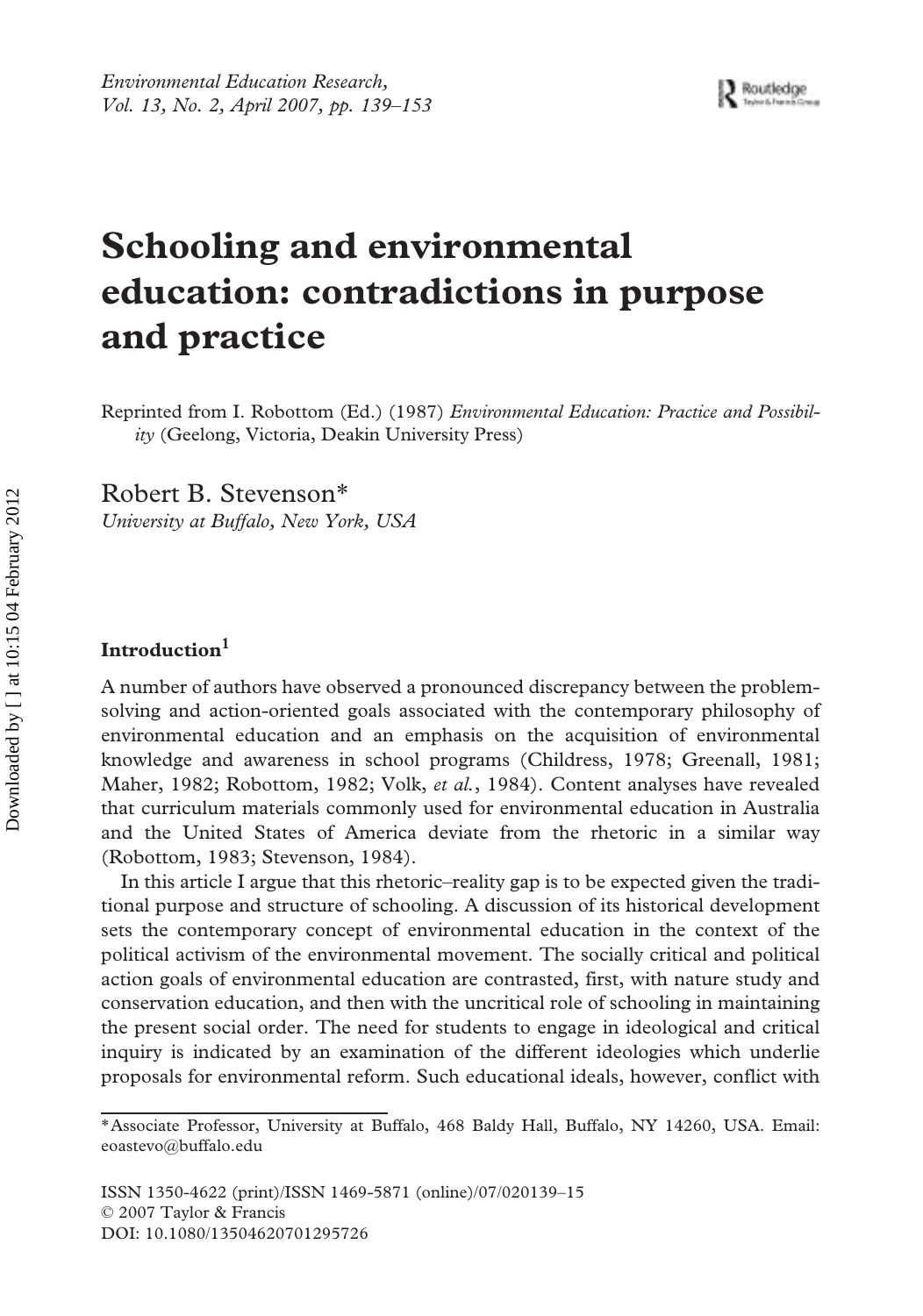# Schooling and environmental education: contradictions in purpose and practice

Reprinted from I. Robottom (Ed.) (1987) *Environmental Education: Practice and Possibility* (Geelong, Victoria, Deakin University Press)

Robert B. Stevenson*
*University at Buffalo, New York, USA*

## Introduction[1]

A number of authors have observed a pronounced discrepancy between the problem-solving and action-oriented goals associated with the contemporary philosophy of environmental education and an emphasis on the acquisition of environmental knowledge and awareness in school programs (Childress, 1978; Greenall, 1981; Maher, 1982; Robottom, 1982; Volk, *et al.*, 1984). Content analyses have revealed that curriculum materials commonly used for environmental education in Australia and the United States of America deviate from the rhetoric in a similar way (Robottom, 1983; Stevenson, 1984).

In this article I argue that this rhetoric–reality gap is to be expected given the traditional purpose and structure of schooling. A discussion of its historical development sets the contemporary concept of environmental education in the context of the political activism of the environmental movement. The socially critical and political action goals of environmental education are contrasted, first, with nature study and conservation education, and then with the uncritical role of schooling in maintaining the present social order. The need for students to engage in ideological and critical inquiry is indicated by an examination of the different ideologies which underlie proposals for environmental reform. Such educational ideals, however, conflict with

*Associate Professor, University at Buffalo, 468 Baldy Hall, Buffalo, NY 14260, USA. Email: eoastevo@buffalo.edu

ISSN 1350-4622 (print)/ISSN 1469-5871 (online)/07/020139–15
© 2007 Taylor & Francis
DOI: 10.1080/13504620701295726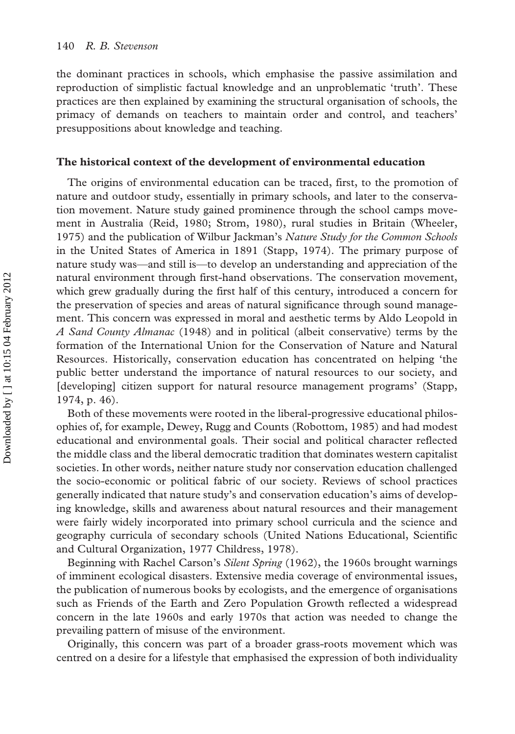the dominant practices in schools, which emphasise the passive assimilation and reproduction of simplistic factual knowledge and an unproblematic 'truth'. These practices are then explained by examining the structural organisation of schools, the primacy of demands on teachers to maintain order and control, and teachers' presuppositions about knowledge and teaching.

## The historical context of the development of environmental education

The origins of environmental education can be traced, first, to the promotion of nature and outdoor study, essentially in primary schools, and later to the conservation movement. Nature study gained prominence through the school camps movement in Australia (Reid, 1980; Strom, 1980), rural studies in Britain (Wheeler, 1975) and the publication of Wilbur Jackman's *Nature Study for the Common Schools* in the United States of America in 1891 (Stapp, 1974). The primary purpose of nature study was—and still is—to develop an understanding and appreciation of the natural environment through first-hand observations. The conservation movement, which grew gradually during the first half of this century, introduced a concern for the preservation of species and areas of natural significance through sound management. This concern was expressed in moral and aesthetic terms by Aldo Leopold in *A Sand County Almanac* (1948) and in political (albeit conservative) terms by the formation of the International Union for the Conservation of Nature and Natural Resources. Historically, conservation education has concentrated on helping 'the public better understand the importance of natural resources to our society, and [developing] citizen support for natural resource management programs' (Stapp, 1974, p. 46).

Both of these movements were rooted in the liberal-progressive educational philosophies of, for example, Dewey, Rugg and Counts (Robottom, 1985) and had modest educational and environmental goals. Their social and political character reflected the middle class and the liberal democratic tradition that dominates western capitalist societies. In other words, neither nature study nor conservation education challenged the socio-economic or political fabric of our society. Reviews of school practices generally indicated that nature study's and conservation education's aims of developing knowledge, skills and awareness about natural resources and their management were fairly widely incorporated into primary school curricula and the science and geography curricula of secondary schools (United Nations Educational, Scientific and Cultural Organization, 1977 Childress, 1978).

Beginning with Rachel Carson's *Silent Spring* (1962), the 1960s brought warnings of imminent ecological disasters. Extensive media coverage of environmental issues, the publication of numerous books by ecologists, and the emergence of organisations such as Friends of the Earth and Zero Population Growth reflected a widespread concern in the late 1960s and early 1970s that action was needed to change the prevailing pattern of misuse of the environment.

Originally, this concern was part of a broader grass-roots movement which was centred on a desire for a lifestyle that emphasised the expression of both individuality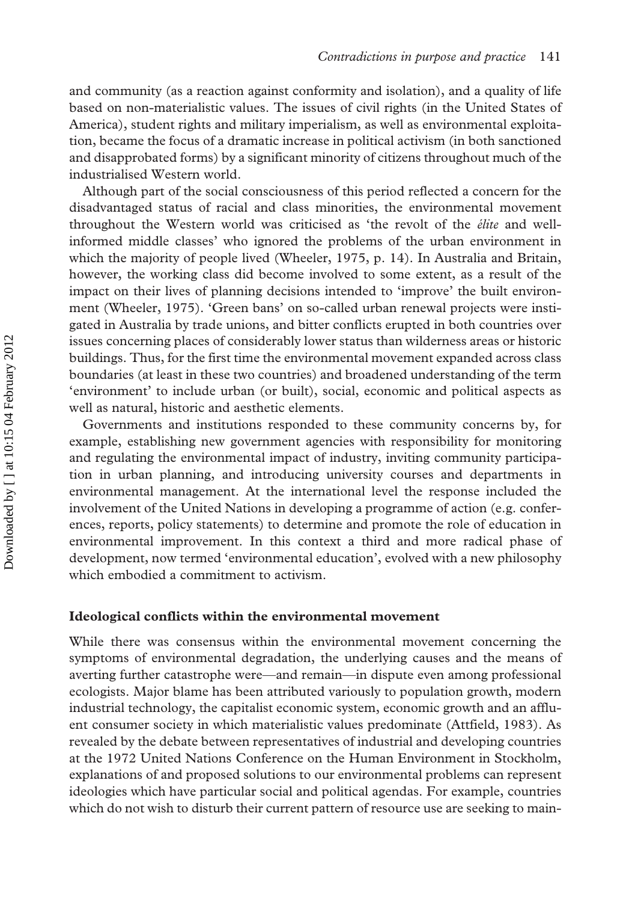and community (as a reaction against conformity and isolation), and a quality of life based on non-materialistic values. The issues of civil rights (in the United States of America), student rights and military imperialism, as well as environmental exploitation, became the focus of a dramatic increase in political activism (in both sanctioned and disapprobated forms) by a significant minority of citizens throughout much of the industrialised Western world.

Although part of the social consciousness of this period reflected a concern for the disadvantaged status of racial and class minorities, the environmental movement throughout the Western world was criticised as 'the revolt of the *élite* and well-informed middle classes' who ignored the problems of the urban environment in which the majority of people lived (Wheeler, 1975, p. 14). In Australia and Britain, however, the working class did become involved to some extent, as a result of the impact on their lives of planning decisions intended to 'improve' the built environment (Wheeler, 1975). 'Green bans' on so-called urban renewal projects were instigated in Australia by trade unions, and bitter conflicts erupted in both countries over issues concerning places of considerably lower status than wilderness areas or historic buildings. Thus, for the first time the environmental movement expanded across class boundaries (at least in these two countries) and broadened understanding of the term 'environment' to include urban (or built), social, economic and political aspects as well as natural, historic and aesthetic elements.

Governments and institutions responded to these community concerns by, for example, establishing new government agencies with responsibility for monitoring and regulating the environmental impact of industry, inviting community participation in urban planning, and introducing university courses and departments in environmental management. At the international level the response included the involvement of the United Nations in developing a programme of action (e.g. conferences, reports, policy statements) to determine and promote the role of education in environmental improvement. In this context a third and more radical phase of development, now termed 'environmental education', evolved with a new philosophy which embodied a commitment to activism.

### Ideological conflicts within the environmental movement

While there was consensus within the environmental movement concerning the symptoms of environmental degradation, the underlying causes and the means of averting further catastrophe were—and remain—in dispute even among professional ecologists. Major blame has been attributed variously to population growth, modern industrial technology, the capitalist economic system, economic growth and an affluent consumer society in which materialistic values predominate (Attfield, 1983). As revealed by the debate between representatives of industrial and developing countries at the 1972 United Nations Conference on the Human Environment in Stockholm, explanations of and proposed solutions to our environmental problems can represent ideologies which have particular social and political agendas. For example, countries which do not wish to disturb their current pattern of resource use are seeking to main-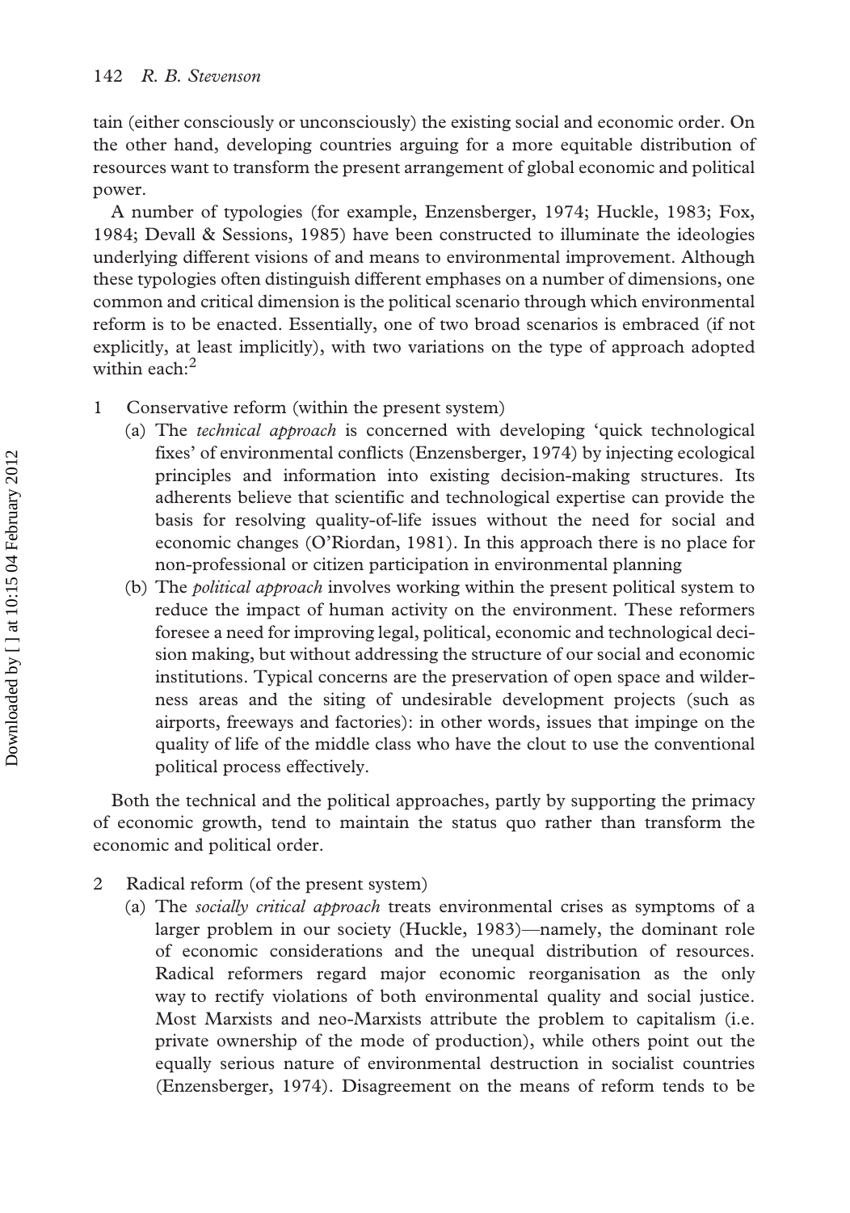tain (either consciously or unconsciously) the existing social and economic order. On the other hand, developing countries arguing for a more equitable distribution of resources want to transform the present arrangement of global economic and political power.

A number of typologies (for example, Enzensberger, 1974; Huckle, 1983; Fox, 1984; Devall & Sessions, 1985) have been constructed to illuminate the ideologies underlying different visions of and means to environmental improvement. Although these typologies often distinguish different emphases on a number of dimensions, one common and critical dimension is the political scenario through which environmental reform is to be enacted. Essentially, one of two broad scenarios is embraced (if not explicitly, at least implicitly), with two variations on the type of approach adopted within each:[2]

1 Conservative reform (within the present system)
   (a) The *technical approach* is concerned with developing 'quick technological fixes' of environmental conflicts (Enzensberger, 1974) by injecting ecological principles and information into existing decision-making structures. Its adherents believe that scientific and technological expertise can provide the basis for resolving quality-of-life issues without the need for social and economic changes (O'Riordan, 1981). In this approach there is no place for non-professional or citizen participation in environmental planning
   (b) The *political approach* involves working within the present political system to reduce the impact of human activity on the environment. These reformers foresee a need for improving legal, political, economic and technological decision making, but without addressing the structure of our social and economic institutions. Typical concerns are the preservation of open space and wilderness areas and the siting of undesirable development projects (such as airports, freeways and factories): in other words, issues that impinge on the quality of life of the middle class who have the clout to use the conventional political process effectively.

Both the technical and the political approaches, partly by supporting the primacy of economic growth, tend to maintain the status quo rather than transform the economic and political order.

2 Radical reform (of the present system)
   (a) The *socially critical approach* treats environmental crises as symptoms of a larger problem in our society (Huckle, 1983)—namely, the dominant role of economic considerations and the unequal distribution of resources. Radical reformers regard major economic reorganisation as the only way to rectify violations of both environmental quality and social justice. Most Marxists and neo-Marxists attribute the problem to capitalism (i.e. private ownership of the mode of production), while others point out the equally serious nature of environmental destruction in socialist countries (Enzensberger, 1974). Disagreement on the means of reform tends to be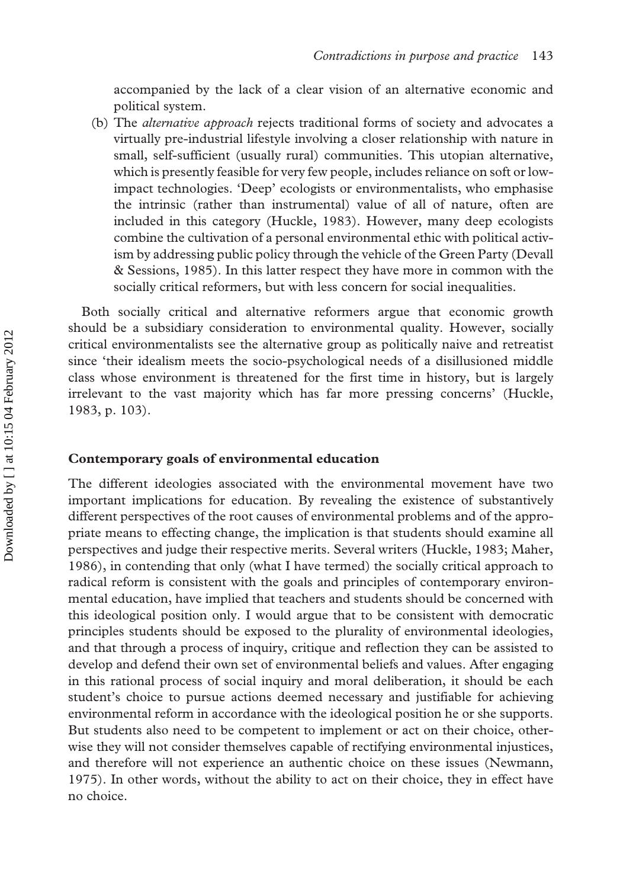accompanied by the lack of a clear vision of an alternative economic and political system.

(b) The *alternative approach* rejects traditional forms of society and advocates a virtually pre-industrial lifestyle involving a closer relationship with nature in small, self-sufficient (usually rural) communities. This utopian alternative, which is presently feasible for very few people, includes reliance on soft or low-impact technologies. 'Deep' ecologists or environmentalists, who emphasise the intrinsic (rather than instrumental) value of all of nature, often are included in this category (Huckle, 1983). However, many deep ecologists combine the cultivation of a personal environmental ethic with political activism by addressing public policy through the vehicle of the Green Party (Devall & Sessions, 1985). In this latter respect they have more in common with the socially critical reformers, but with less concern for social inequalities.

Both socially critical and alternative reformers argue that economic growth should be a subsidiary consideration to environmental quality. However, socially critical environmentalists see the alternative group as politically naive and retreatist since 'their idealism meets the socio-psychological needs of a disillusioned middle class whose environment is threatened for the first time in history, but is largely irrelevant to the vast majority which has far more pressing concerns' (Huckle, 1983, p. 103).

## Contemporary goals of environmental education

The different ideologies associated with the environmental movement have two important implications for education. By revealing the existence of substantively different perspectives of the root causes of environmental problems and of the appropriate means to effecting change, the implication is that students should examine all perspectives and judge their respective merits. Several writers (Huckle, 1983; Maher, 1986), in contending that only (what I have termed) the socially critical approach to radical reform is consistent with the goals and principles of contemporary environmental education, have implied that teachers and students should be concerned with this ideological position only. I would argue that to be consistent with democratic principles students should be exposed to the plurality of environmental ideologies, and that through a process of inquiry, critique and reflection they can be assisted to develop and defend their own set of environmental beliefs and values. After engaging in this rational process of social inquiry and moral deliberation, it should be each student's choice to pursue actions deemed necessary and justifiable for achieving environmental reform in accordance with the ideological position he or she supports. But students also need to be competent to implement or act on their choice, otherwise they will not consider themselves capable of rectifying environmental injustices, and therefore will not experience an authentic choice on these issues (Newmann, 1975). In other words, without the ability to act on their choice, they in effect have no choice.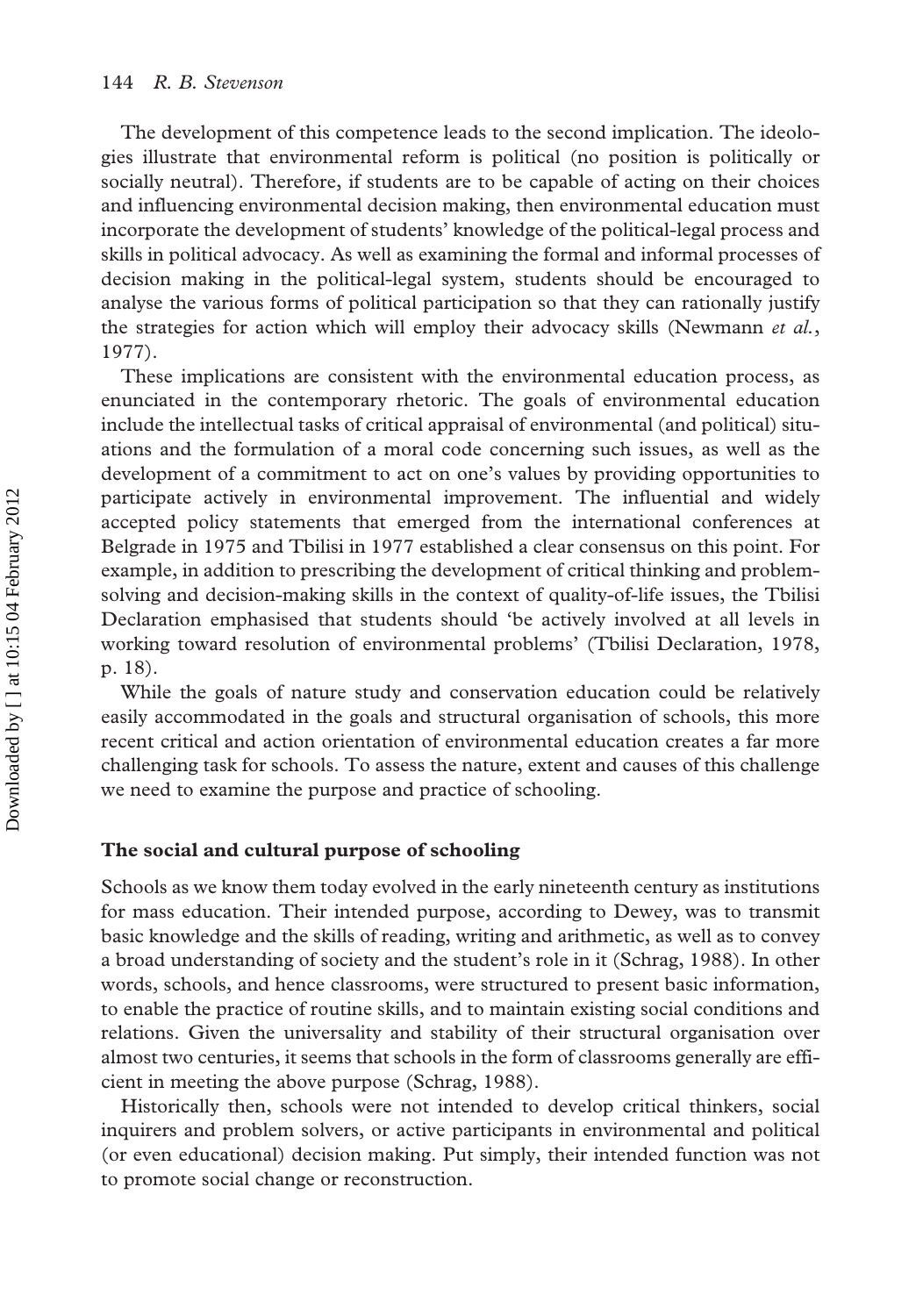The development of this competence leads to the second implication. The ideologies illustrate that environmental reform is political (no position is politically or socially neutral). Therefore, if students are to be capable of acting on their choices and influencing environmental decision making, then environmental education must incorporate the development of students' knowledge of the political-legal process and skills in political advocacy. As well as examining the formal and informal processes of decision making in the political-legal system, students should be encouraged to analyse the various forms of political participation so that they can rationally justify the strategies for action which will employ their advocacy skills (Newmann *et al.*, 1977).

These implications are consistent with the environmental education process, as enunciated in the contemporary rhetoric. The goals of environmental education include the intellectual tasks of critical appraisal of environmental (and political) situations and the formulation of a moral code concerning such issues, as well as the development of a commitment to act on one's values by providing opportunities to participate actively in environmental improvement. The influential and widely accepted policy statements that emerged from the international conferences at Belgrade in 1975 and Tbilisi in 1977 established a clear consensus on this point. For example, in addition to prescribing the development of critical thinking and problem-solving and decision-making skills in the context of quality-of-life issues, the Tbilisi Declaration emphasised that students should 'be actively involved at all levels in working toward resolution of environmental problems' (Tbilisi Declaration, 1978, p. 18).

While the goals of nature study and conservation education could be relatively easily accommodated in the goals and structural organisation of schools, this more recent critical and action orientation of environmental education creates a far more challenging task for schools. To assess the nature, extent and causes of this challenge we need to examine the purpose and practice of schooling.

## The social and cultural purpose of schooling

Schools as we know them today evolved in the early nineteenth century as institutions for mass education. Their intended purpose, according to Dewey, was to transmit basic knowledge and the skills of reading, writing and arithmetic, as well as to convey a broad understanding of society and the student's role in it (Schrag, 1988). In other words, schools, and hence classrooms, were structured to present basic information, to enable the practice of routine skills, and to maintain existing social conditions and relations. Given the universality and stability of their structural organisation over almost two centuries, it seems that schools in the form of classrooms generally are efficient in meeting the above purpose (Schrag, 1988).

Historically then, schools were not intended to develop critical thinkers, social inquirers and problem solvers, or active participants in environmental and political (or even educational) decision making. Put simply, their intended function was not to promote social change or reconstruction.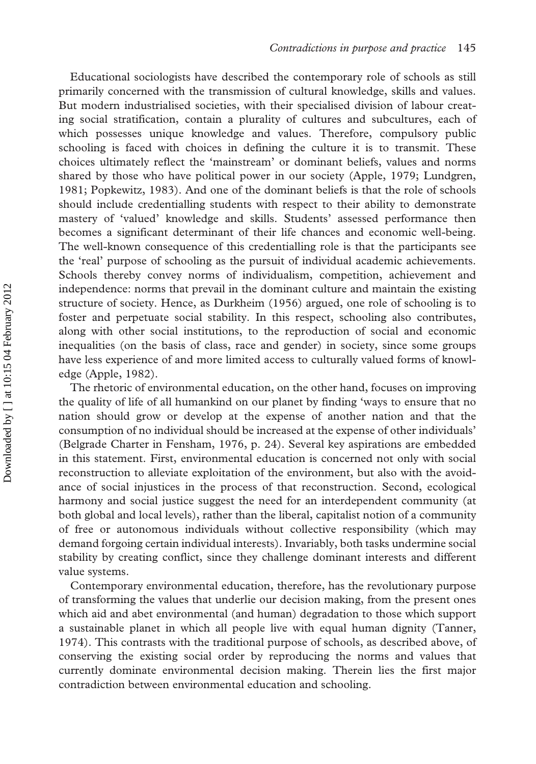Educational sociologists have described the contemporary role of schools as still primarily concerned with the transmission of cultural knowledge, skills and values. But modern industrialised societies, with their specialised division of labour creating social stratification, contain a plurality of cultures and subcultures, each of which possesses unique knowledge and values. Therefore, compulsory public schooling is faced with choices in defining the culture it is to transmit. These choices ultimately reflect the 'mainstream' or dominant beliefs, values and norms shared by those who have political power in our society (Apple, 1979; Lundgren, 1981; Popkewitz, 1983). And one of the dominant beliefs is that the role of schools should include credentialling students with respect to their ability to demonstrate mastery of 'valued' knowledge and skills. Students' assessed performance then becomes a significant determinant of their life chances and economic well-being. The well-known consequence of this credentialling role is that the participants see the 'real' purpose of schooling as the pursuit of individual academic achievements. Schools thereby convey norms of individualism, competition, achievement and independence: norms that prevail in the dominant culture and maintain the existing structure of society. Hence, as Durkheim (1956) argued, one role of schooling is to foster and perpetuate social stability. In this respect, schooling also contributes, along with other social institutions, to the reproduction of social and economic inequalities (on the basis of class, race and gender) in society, since some groups have less experience of and more limited access to culturally valued forms of knowledge (Apple, 1982).

The rhetoric of environmental education, on the other hand, focuses on improving the quality of life of all humankind on our planet by finding 'ways to ensure that no nation should grow or develop at the expense of another nation and that the consumption of no individual should be increased at the expense of other individuals' (Belgrade Charter in Fensham, 1976, p. 24). Several key aspirations are embedded in this statement. First, environmental education is concerned not only with social reconstruction to alleviate exploitation of the environment, but also with the avoidance of social injustices in the process of that reconstruction. Second, ecological harmony and social justice suggest the need for an interdependent community (at both global and local levels), rather than the liberal, capitalist notion of a community of free or autonomous individuals without collective responsibility (which may demand forgoing certain individual interests). Invariably, both tasks undermine social stability by creating conflict, since they challenge dominant interests and different value systems.

Contemporary environmental education, therefore, has the revolutionary purpose of transforming the values that underlie our decision making, from the present ones which aid and abet environmental (and human) degradation to those which support a sustainable planet in which all people live with equal human dignity (Tanner, 1974). This contrasts with the traditional purpose of schools, as described above, of conserving the existing social order by reproducing the norms and values that currently dominate environmental decision making. Therein lies the first major contradiction between environmental education and schooling.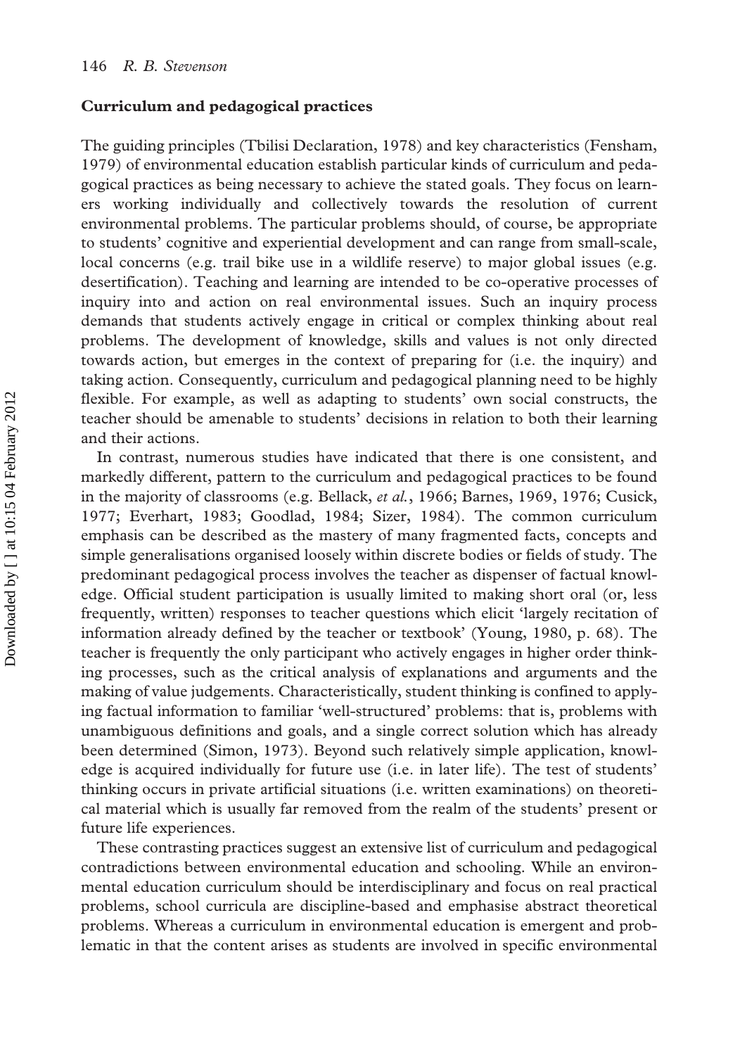## Curriculum and pedagogical practices

The guiding principles (Tbilisi Declaration, 1978) and key characteristics (Fensham, 1979) of environmental education establish particular kinds of curriculum and pedagogical practices as being necessary to achieve the stated goals. They focus on learners working individually and collectively towards the resolution of current environmental problems. The particular problems should, of course, be appropriate to students' cognitive and experiential development and can range from small-scale, local concerns (e.g. trail bike use in a wildlife reserve) to major global issues (e.g. desertification). Teaching and learning are intended to be co-operative processes of inquiry into and action on real environmental issues. Such an inquiry process demands that students actively engage in critical or complex thinking about real problems. The development of knowledge, skills and values is not only directed towards action, but emerges in the context of preparing for (i.e. the inquiry) and taking action. Consequently, curriculum and pedagogical planning need to be highly flexible. For example, as well as adapting to students' own social constructs, the teacher should be amenable to students' decisions in relation to both their learning and their actions.

In contrast, numerous studies have indicated that there is one consistent, and markedly different, pattern to the curriculum and pedagogical practices to be found in the majority of classrooms (e.g. Bellack, *et al.*, 1966; Barnes, 1969, 1976; Cusick, 1977; Everhart, 1983; Goodlad, 1984; Sizer, 1984). The common curriculum emphasis can be described as the mastery of many fragmented facts, concepts and simple generalisations organised loosely within discrete bodies or fields of study. The predominant pedagogical process involves the teacher as dispenser of factual knowledge. Official student participation is usually limited to making short oral (or, less frequently, written) responses to teacher questions which elicit 'largely recitation of information already defined by the teacher or textbook' (Young, 1980, p. 68). The teacher is frequently the only participant who actively engages in higher order thinking processes, such as the critical analysis of explanations and arguments and the making of value judgements. Characteristically, student thinking is confined to applying factual information to familiar 'well-structured' problems: that is, problems with unambiguous definitions and goals, and a single correct solution which has already been determined (Simon, 1973). Beyond such relatively simple application, knowledge is acquired individually for future use (i.e. in later life). The test of students' thinking occurs in private artificial situations (i.e. written examinations) on theoretical material which is usually far removed from the realm of the students' present or future life experiences.

These contrasting practices suggest an extensive list of curriculum and pedagogical contradictions between environmental education and schooling. While an environmental education curriculum should be interdisciplinary and focus on real practical problems, school curricula are discipline-based and emphasise abstract theoretical problems. Whereas a curriculum in environmental education is emergent and problematic in that the content arises as students are involved in specific environmental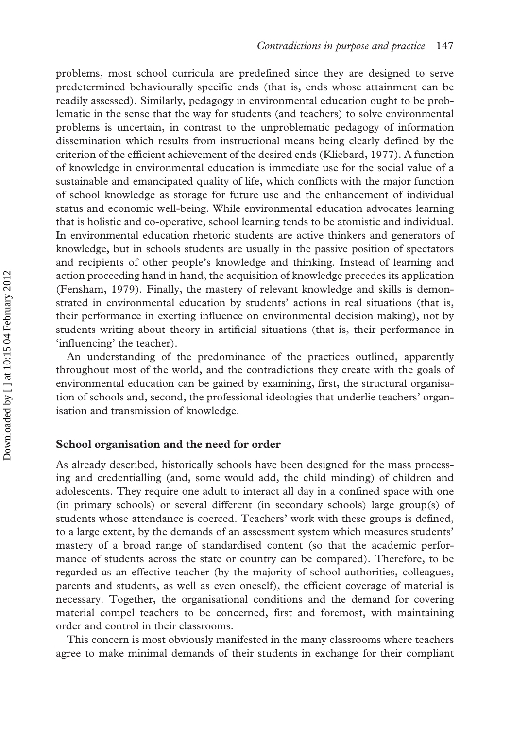problems, most school curricula are predefined since they are designed to serve predetermined behaviourally specific ends (that is, ends whose attainment can be readily assessed). Similarly, pedagogy in environmental education ought to be problematic in the sense that the way for students (and teachers) to solve environmental problems is uncertain, in contrast to the unproblematic pedagogy of information dissemination which results from instructional means being clearly defined by the criterion of the efficient achievement of the desired ends (Kliebard, 1977). A function of knowledge in environmental education is immediate use for the social value of a sustainable and emancipated quality of life, which conflicts with the major function of school knowledge as storage for future use and the enhancement of individual status and economic well-being. While environmental education advocates learning that is holistic and co-operative, school learning tends to be atomistic and individual. In environmental education rhetoric students are active thinkers and generators of knowledge, but in schools students are usually in the passive position of spectators and recipients of other people's knowledge and thinking. Instead of learning and action proceeding hand in hand, the acquisition of knowledge precedes its application (Fensham, 1979). Finally, the mastery of relevant knowledge and skills is demonstrated in environmental education by students' actions in real situations (that is, their performance in exerting influence on environmental decision making), not by students writing about theory in artificial situations (that is, their performance in 'influencing' the teacher).

An understanding of the predominance of the practices outlined, apparently throughout most of the world, and the contradictions they create with the goals of environmental education can be gained by examining, first, the structural organisation of schools and, second, the professional ideologies that underlie teachers' organisation and transmission of knowledge.

## School organisation and the need for order

As already described, historically schools have been designed for the mass processing and credentialling (and, some would add, the child minding) of children and adolescents. They require one adult to interact all day in a confined space with one (in primary schools) or several different (in secondary schools) large group(s) of students whose attendance is coerced. Teachers' work with these groups is defined, to a large extent, by the demands of an assessment system which measures students' mastery of a broad range of standardised content (so that the academic performance of students across the state or country can be compared). Therefore, to be regarded as an effective teacher (by the majority of school authorities, colleagues, parents and students, as well as even oneself), the efficient coverage of material is necessary. Together, the organisational conditions and the demand for covering material compel teachers to be concerned, first and foremost, with maintaining order and control in their classrooms.

This concern is most obviously manifested in the many classrooms where teachers agree to make minimal demands of their students in exchange for their compliant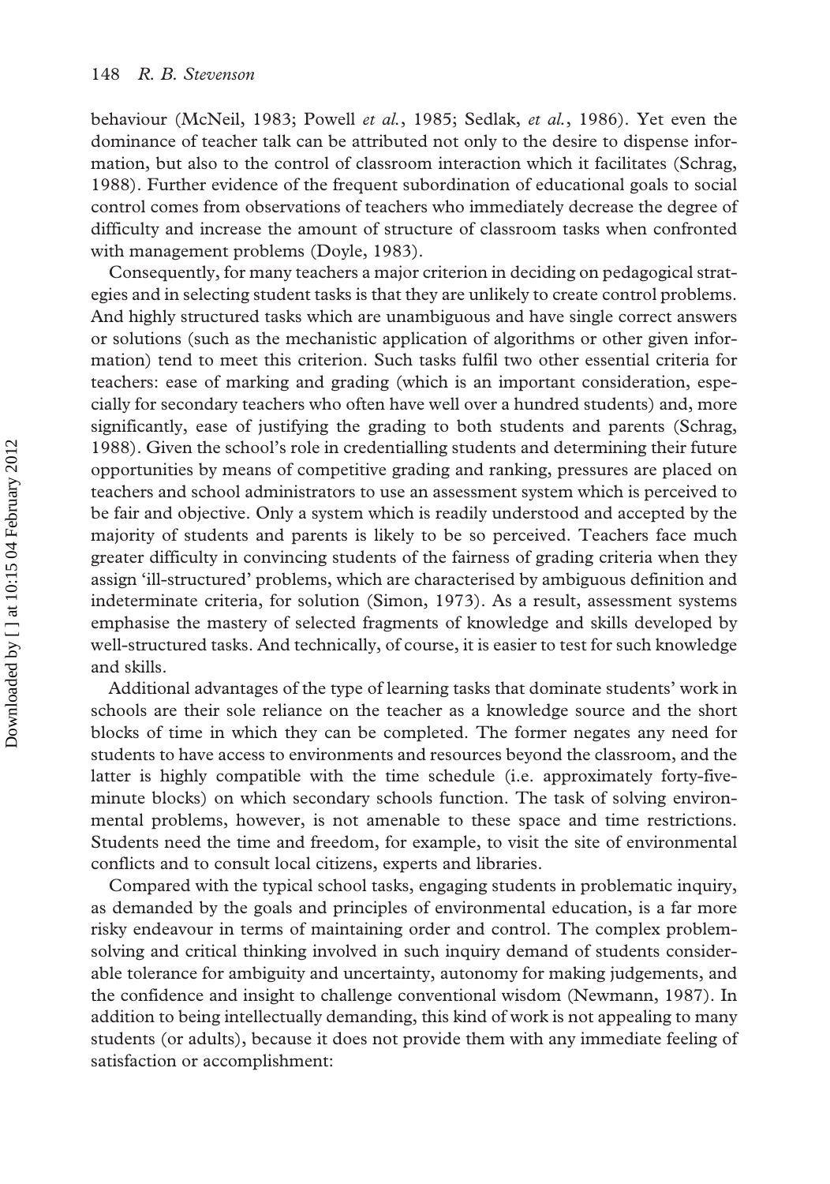behaviour (McNeil, 1983; Powell *et al.*, 1985; Sedlak, *et al.*, 1986). Yet even the dominance of teacher talk can be attributed not only to the desire to dispense information, but also to the control of classroom interaction which it facilitates (Schrag, 1988). Further evidence of the frequent subordination of educational goals to social control comes from observations of teachers who immediately decrease the degree of difficulty and increase the amount of structure of classroom tasks when confronted with management problems (Doyle, 1983).

Consequently, for many teachers a major criterion in deciding on pedagogical strategies and in selecting student tasks is that they are unlikely to create control problems. And highly structured tasks which are unambiguous and have single correct answers or solutions (such as the mechanistic application of algorithms or other given information) tend to meet this criterion. Such tasks fulfil two other essential criteria for teachers: ease of marking and grading (which is an important consideration, especially for secondary teachers who often have well over a hundred students) and, more significantly, ease of justifying the grading to both students and parents (Schrag, 1988). Given the school's role in credentialling students and determining their future opportunities by means of competitive grading and ranking, pressures are placed on teachers and school administrators to use an assessment system which is perceived to be fair and objective. Only a system which is readily understood and accepted by the majority of students and parents is likely to be so perceived. Teachers face much greater difficulty in convincing students of the fairness of grading criteria when they assign 'ill-structured' problems, which are characterised by ambiguous definition and indeterminate criteria, for solution (Simon, 1973). As a result, assessment systems emphasise the mastery of selected fragments of knowledge and skills developed by well-structured tasks. And technically, of course, it is easier to test for such knowledge and skills.

Additional advantages of the type of learning tasks that dominate students' work in schools are their sole reliance on the teacher as a knowledge source and the short blocks of time in which they can be completed. The former negates any need for students to have access to environments and resources beyond the classroom, and the latter is highly compatible with the time schedule (i.e. approximately forty-five-minute blocks) on which secondary schools function. The task of solving environmental problems, however, is not amenable to these space and time restrictions. Students need the time and freedom, for example, to visit the site of environmental conflicts and to consult local citizens, experts and libraries.

Compared with the typical school tasks, engaging students in problematic inquiry, as demanded by the goals and principles of environmental education, is a far more risky endeavour in terms of maintaining order and control. The complex problem-solving and critical thinking involved in such inquiry demand of students considerable tolerance for ambiguity and uncertainty, autonomy for making judgements, and the confidence and insight to challenge conventional wisdom (Newmann, 1987). In addition to being intellectually demanding, this kind of work is not appealing to many students (or adults), because it does not provide them with any immediate feeling of satisfaction or accomplishment: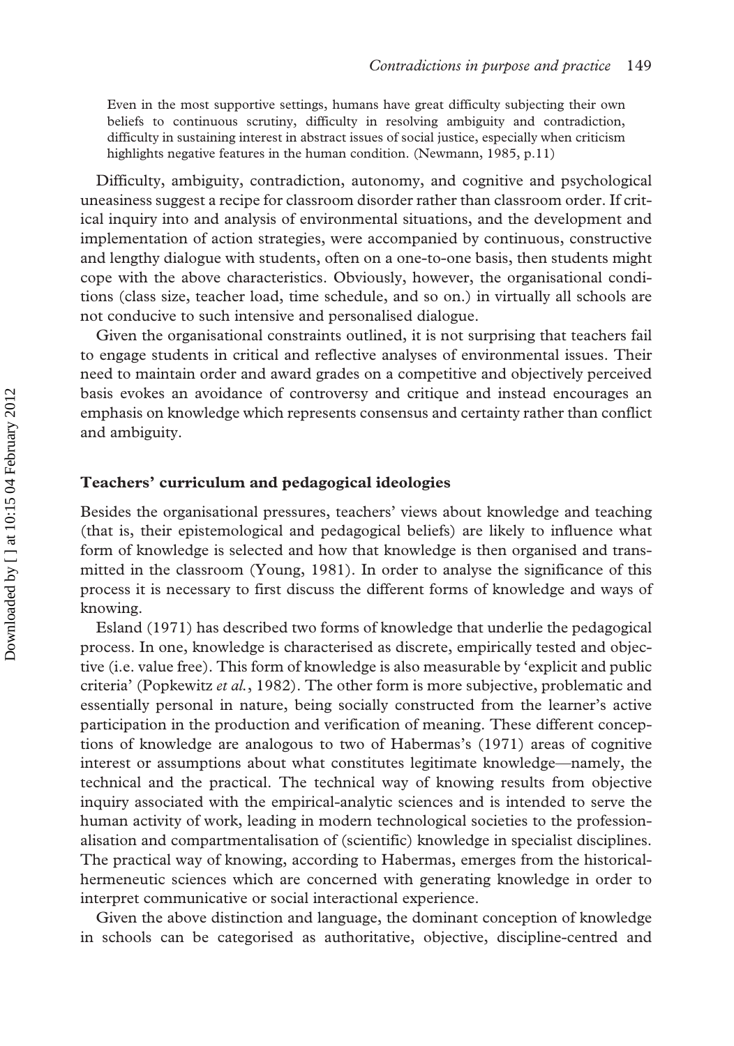> Even in the most supportive settings, humans have great difficulty subjecting their own beliefs to continuous scrutiny, difficulty in resolving ambiguity and contradiction, difficulty in sustaining interest in abstract issues of social justice, especially when criticism highlights negative features in the human condition. (Newmann, 1985, p.11)

Difficulty, ambiguity, contradiction, autonomy, and cognitive and psychological uneasiness suggest a recipe for classroom disorder rather than classroom order. If critical inquiry into and analysis of environmental situations, and the development and implementation of action strategies, were accompanied by continuous, constructive and lengthy dialogue with students, often on a one-to-one basis, then students might cope with the above characteristics. Obviously, however, the organisational conditions (class size, teacher load, time schedule, and so on.) in virtually all schools are not conducive to such intensive and personalised dialogue.

Given the organisational constraints outlined, it is not surprising that teachers fail to engage students in critical and reflective analyses of environmental issues. Their need to maintain order and award grades on a competitive and objectively perceived basis evokes an avoidance of controversy and critique and instead encourages an emphasis on knowledge which represents consensus and certainty rather than conflict and ambiguity.

## Teachers' curriculum and pedagogical ideologies

Besides the organisational pressures, teachers' views about knowledge and teaching (that is, their epistemological and pedagogical beliefs) are likely to influence what form of knowledge is selected and how that knowledge is then organised and transmitted in the classroom (Young, 1981). In order to analyse the significance of this process it is necessary to first discuss the different forms of knowledge and ways of knowing.

Esland (1971) has described two forms of knowledge that underlie the pedagogical process. In one, knowledge is characterised as discrete, empirically tested and objective (i.e. value free). This form of knowledge is also measurable by 'explicit and public criteria' (Popkewitz *et al.*, 1982). The other form is more subjective, problematic and essentially personal in nature, being socially constructed from the learner's active participation in the production and verification of meaning. These different conceptions of knowledge are analogous to two of Habermas's (1971) areas of cognitive interest or assumptions about what constitutes legitimate knowledge—namely, the technical and the practical. The technical way of knowing results from objective inquiry associated with the empirical-analytic sciences and is intended to serve the human activity of work, leading in modern technological societies to the professionalisation and compartmentalisation of (scientific) knowledge in specialist disciplines. The practical way of knowing, according to Habermas, emerges from the historical-hermeneutic sciences which are concerned with generating knowledge in order to interpret communicative or social interactional experience.

Given the above distinction and language, the dominant conception of knowledge in schools can be categorised as authoritative, objective, discipline-centred and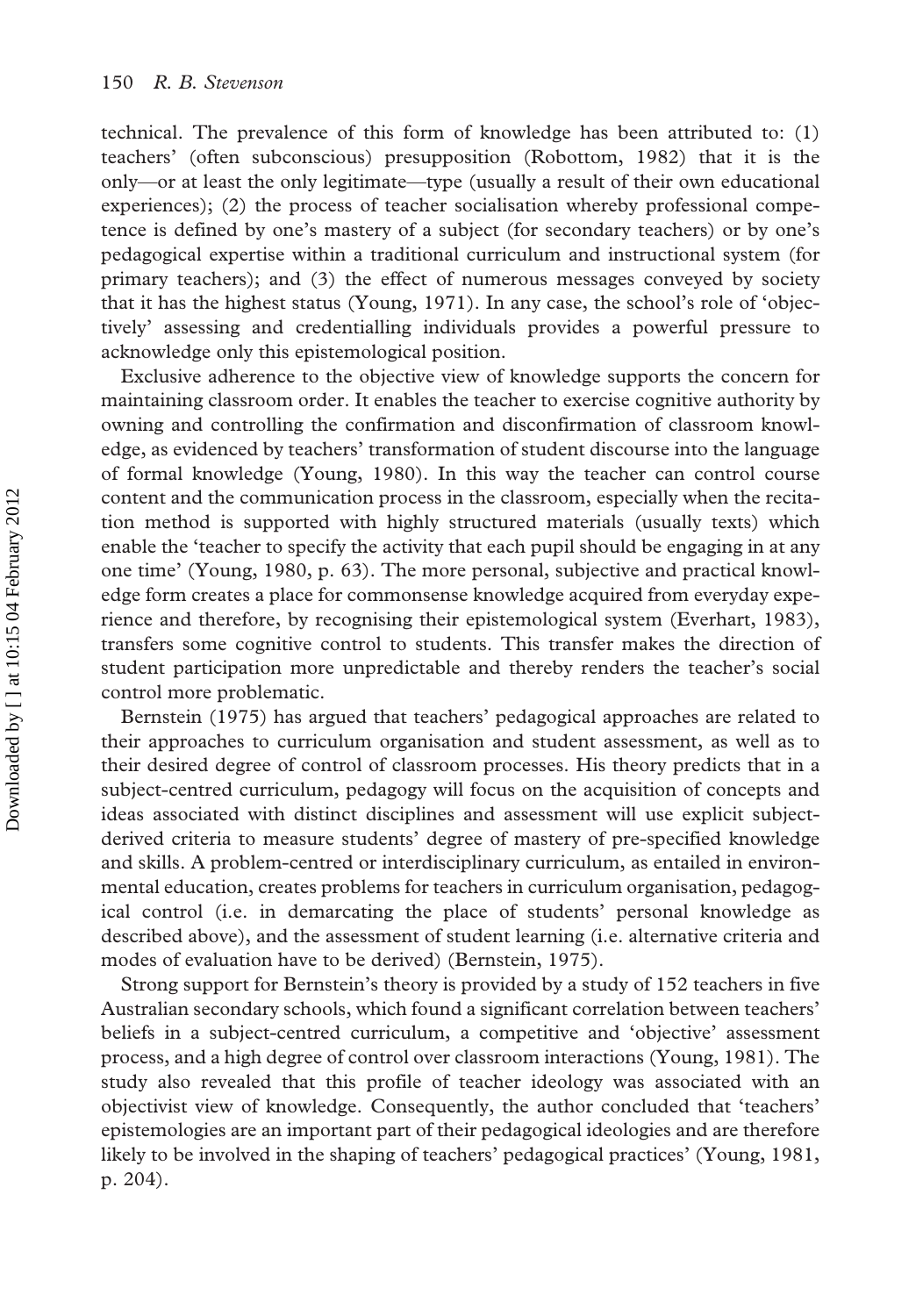technical. The prevalence of this form of knowledge has been attributed to: (1) teachers' (often subconscious) presupposition (Robottom, 1982) that it is the only—or at least the only legitimate—type (usually a result of their own educational experiences); (2) the process of teacher socialisation whereby professional competence is defined by one's mastery of a subject (for secondary teachers) or by one's pedagogical expertise within a traditional curriculum and instructional system (for primary teachers); and (3) the effect of numerous messages conveyed by society that it has the highest status (Young, 1971). In any case, the school's role of 'objectively' assessing and credentialling individuals provides a powerful pressure to acknowledge only this epistemological position.

Exclusive adherence to the objective view of knowledge supports the concern for maintaining classroom order. It enables the teacher to exercise cognitive authority by owning and controlling the confirmation and disconfirmation of classroom knowledge, as evidenced by teachers' transformation of student discourse into the language of formal knowledge (Young, 1980). In this way the teacher can control course content and the communication process in the classroom, especially when the recitation method is supported with highly structured materials (usually texts) which enable the 'teacher to specify the activity that each pupil should be engaging in at any one time' (Young, 1980, p. 63). The more personal, subjective and practical knowledge form creates a place for commonsense knowledge acquired from everyday experience and therefore, by recognising their epistemological system (Everhart, 1983), transfers some cognitive control to students. This transfer makes the direction of student participation more unpredictable and thereby renders the teacher's social control more problematic.

Bernstein (1975) has argued that teachers' pedagogical approaches are related to their approaches to curriculum organisation and student assessment, as well as to their desired degree of control of classroom processes. His theory predicts that in a subject-centred curriculum, pedagogy will focus on the acquisition of concepts and ideas associated with distinct disciplines and assessment will use explicit subject-derived criteria to measure students' degree of mastery of pre-specified knowledge and skills. A problem-centred or interdisciplinary curriculum, as entailed in environmental education, creates problems for teachers in curriculum organisation, pedagogical control (i.e. in demarcating the place of students' personal knowledge as described above), and the assessment of student learning (i.e. alternative criteria and modes of evaluation have to be derived) (Bernstein, 1975).

Strong support for Bernstein's theory is provided by a study of 152 teachers in five Australian secondary schools, which found a significant correlation between teachers' beliefs in a subject-centred curriculum, a competitive and 'objective' assessment process, and a high degree of control over classroom interactions (Young, 1981). The study also revealed that this profile of teacher ideology was associated with an objectivist view of knowledge. Consequently, the author concluded that 'teachers' epistemologies are an important part of their pedagogical ideologies and are therefore likely to be involved in the shaping of teachers' pedagogical practices' (Young, 1981, p. 204).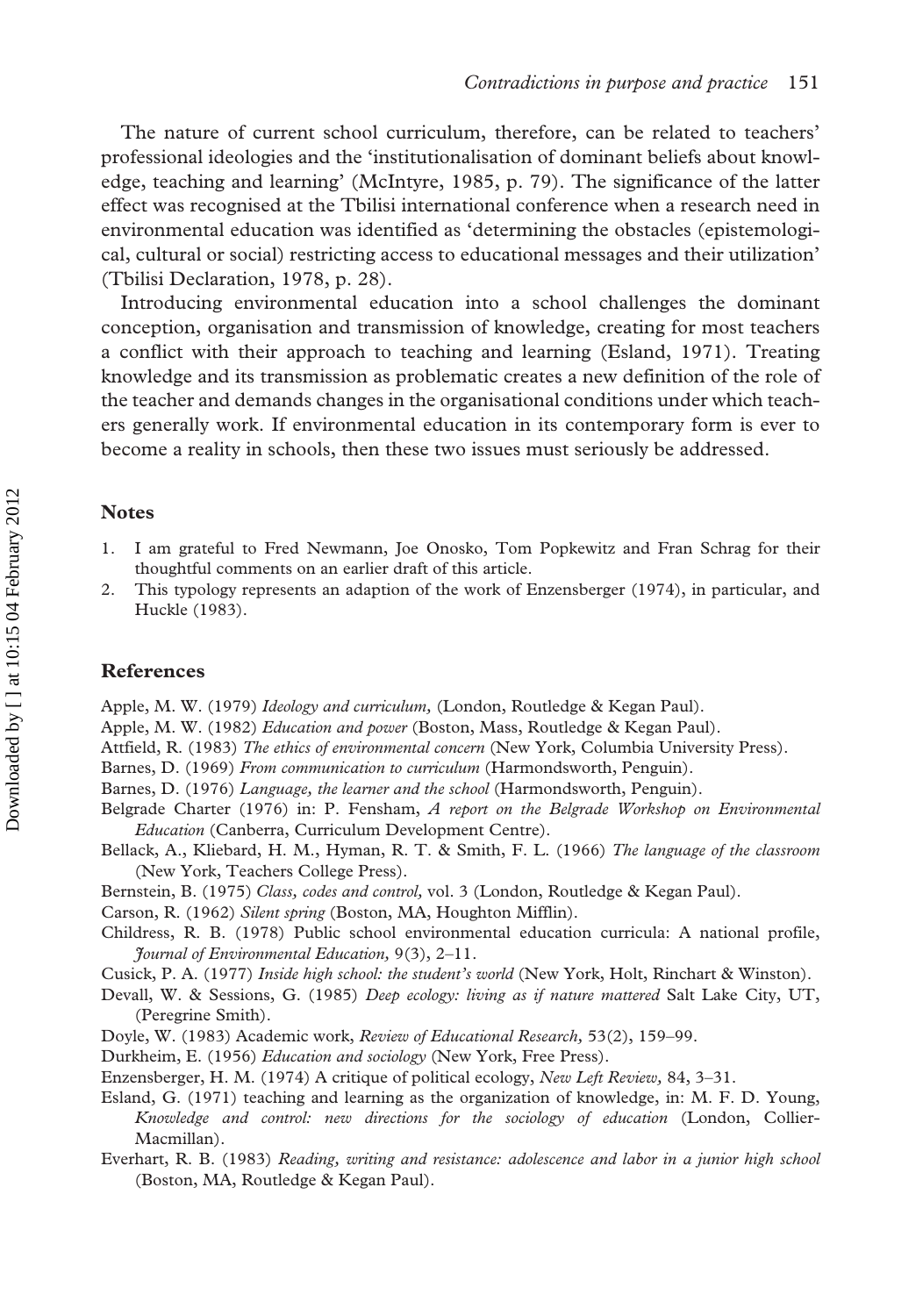The nature of current school curriculum, therefore, can be related to teachers' professional ideologies and the 'institutionalisation of dominant beliefs about knowledge, teaching and learning' (McIntyre, 1985, p. 79). The significance of the latter effect was recognised at the Tbilisi international conference when a research need in environmental education was identified as 'determining the obstacles (epistemological, cultural or social) restricting access to educational messages and their utilization' (Tbilisi Declaration, 1978, p. 28).

Introducing environmental education into a school challenges the dominant conception, organisation and transmission of knowledge, creating for most teachers a conflict with their approach to teaching and learning (Esland, 1971). Treating knowledge and its transmission as problematic creates a new definition of the role of the teacher and demands changes in the organisational conditions under which teachers generally work. If environmental education in its contemporary form is ever to become a reality in schools, then these two issues must seriously be addressed.

## Notes

1. I am grateful to Fred Newmann, Joe Onosko, Tom Popkewitz and Fran Schrag for their thoughtful comments on an earlier draft of this article.
2. This typology represents an adaption of the work of Enzensberger (1974), in particular, and Huckle (1983).

## References

Apple, M. W. (1979) *Ideology and curriculum,* (London, Routledge & Kegan Paul).

Apple, M. W. (1982) *Education and power* (Boston, Mass, Routledge & Kegan Paul).

Attfield, R. (1983) *The ethics of environmental concern* (New York, Columbia University Press).

Barnes, D. (1969) *From communication to curriculum* (Harmondsworth, Penguin).

Barnes, D. (1976) *Language, the learner and the school* (Harmondsworth, Penguin).

Belgrade Charter (1976) in: P. Fensham, *A report on the Belgrade Workshop on Environmental Education* (Canberra, Curriculum Development Centre).

Bellack, A., Kliebard, H. M., Hyman, R. T. & Smith, F. L. (1966) *The language of the classroom* (New York, Teachers College Press).

Bernstein, B. (1975) *Class, codes and control,* vol. 3 (London, Routledge & Kegan Paul).

Carson, R. (1962) *Silent spring* (Boston, MA, Houghton Mifflin).

Childress, R. B. (1978) Public school environmental education curricula: A national profile, *Journal of Environmental Education,* 9(3), 2–11.

Cusick, P. A. (1977) *Inside high school: the student's world* (New York, Holt, Rinchart & Winston).

Devall, W. & Sessions, G. (1985) *Deep ecology: living as if nature mattered* Salt Lake City, UT, (Peregrine Smith).

Doyle, W. (1983) Academic work, *Review of Educational Research,* 53(2), 159–99.

Durkheim, E. (1956) *Education and sociology* (New York, Free Press).

Enzensberger, H. M. (1974) A critique of political ecology, *New Left Review,* 84, 3–31.

Esland, G. (1971) teaching and learning as the organization of knowledge, in: M. F. D. Young, *Knowledge and control: new directions for the sociology of education* (London, Collier-Macmillan).

Everhart, R. B. (1983) *Reading, writing and resistance: adolescence and labor in a junior high school* (Boston, MA, Routledge & Kegan Paul).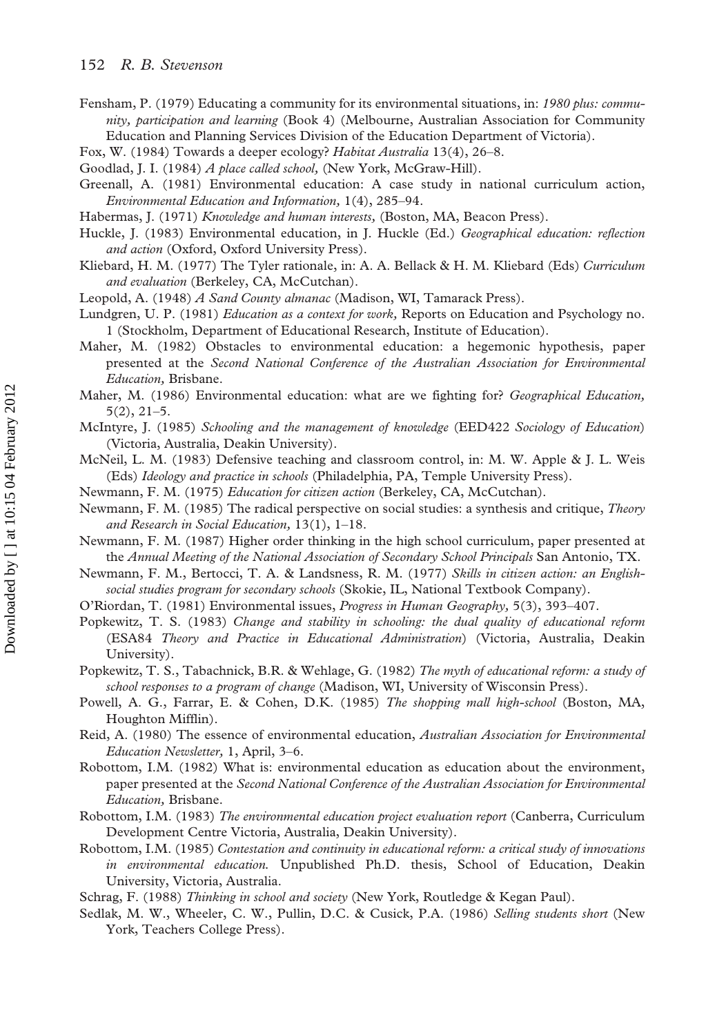Fensham, P. (1979) Educating a community for its environmental situations, in: *1980 plus: community, participation and learning* (Book 4) (Melbourne, Australian Association for Community Education and Planning Services Division of the Education Department of Victoria).

Fox, W. (1984) Towards a deeper ecology? *Habitat Australia* 13(4), 26–8.

Goodlad, J. I. (1984) *A place called school,* (New York, McGraw-Hill).

Greenall, A. (1981) Environmental education: A case study in national curriculum action, *Environmental Education and Information,* 1(4), 285–94.

Habermas, J. (1971) *Knowledge and human interests,* (Boston, MA, Beacon Press).

Huckle, J. (1983) Environmental education, in J. Huckle (Ed.) *Geographical education: reflection and action* (Oxford, Oxford University Press).

Kliebard, H. M. (1977) The Tyler rationale, in: A. A. Bellack & H. M. Kliebard (Eds) *Curriculum and evaluation* (Berkeley, CA, McCutchan).

Leopold, A. (1948) *A Sand County almanac* (Madison, WI, Tamarack Press).

Lundgren, U. P. (1981) *Education as a context for work,* Reports on Education and Psychology no. 1 (Stockholm, Department of Educational Research, Institute of Education).

Maher, M. (1982) Obstacles to environmental education: a hegemonic hypothesis, paper presented at the *Second National Conference of the Australian Association for Environmental Education,* Brisbane.

Maher, M. (1986) Environmental education: what are we fighting for? *Geographical Education,* 5(2), 21–5.

McIntyre, J. (1985) *Schooling and the management of knowledge* (EED422 *Sociology of Education*) (Victoria, Australia, Deakin University).

McNeil, L. M. (1983) Defensive teaching and classroom control, in: M. W. Apple & J. L. Weis (Eds) *Ideology and practice in schools* (Philadelphia, PA, Temple University Press).

Newmann, F. M. (1975) *Education for citizen action* (Berkeley, CA, McCutchan).

Newmann, F. M. (1985) The radical perspective on social studies: a synthesis and critique, *Theory and Research in Social Education,* 13(1), 1–18.

Newmann, F. M. (1987) Higher order thinking in the high school curriculum, paper presented at the *Annual Meeting of the National Association of Secondary School Principals* San Antonio, TX.

Newmann, F. M., Bertocci, T. A. & Landsness, R. M. (1977) *Skills in citizen action: an English-social studies program for secondary schools* (Skokie, IL, National Textbook Company).

O'Riordan, T. (1981) Environmental issues, *Progress in Human Geography,* 5(3), 393–407.

Popkewitz, T. S. (1983) *Change and stability in schooling: the dual quality of educational reform* (ESA84 *Theory and Practice in Educational Administration*) (Victoria, Australia, Deakin University).

Popkewitz, T. S., Tabachnick, B.R. & Wehlage, G. (1982) *The myth of educational reform: a study of school responses to a program of change* (Madison, WI, University of Wisconsin Press).

Powell, A. G., Farrar, E. & Cohen, D.K. (1985) *The shopping mall high-school* (Boston, MA, Houghton Mifflin).

Reid, A. (1980) The essence of environmental education, *Australian Association for Environmental Education Newsletter,* 1, April, 3–6.

Robottom, I.M. (1982) What is: environmental education as education about the environment, paper presented at the *Second National Conference of the Australian Association for Environmental Education,* Brisbane.

Robottom, I.M. (1983) *The environmental education project evaluation report* (Canberra, Curriculum Development Centre Victoria, Australia, Deakin University).

Robottom, I.M. (1985) *Contestation and continuity in educational reform: a critical study of innovations in environmental education.* Unpublished Ph.D. thesis, School of Education, Deakin University, Victoria, Australia.

Schrag, F. (1988) *Thinking in school and society* (New York, Routledge & Kegan Paul).

Sedlak, M. W., Wheeler, C. W., Pullin, D.C. & Cusick, P.A. (1986) *Selling students short* (New York, Teachers College Press).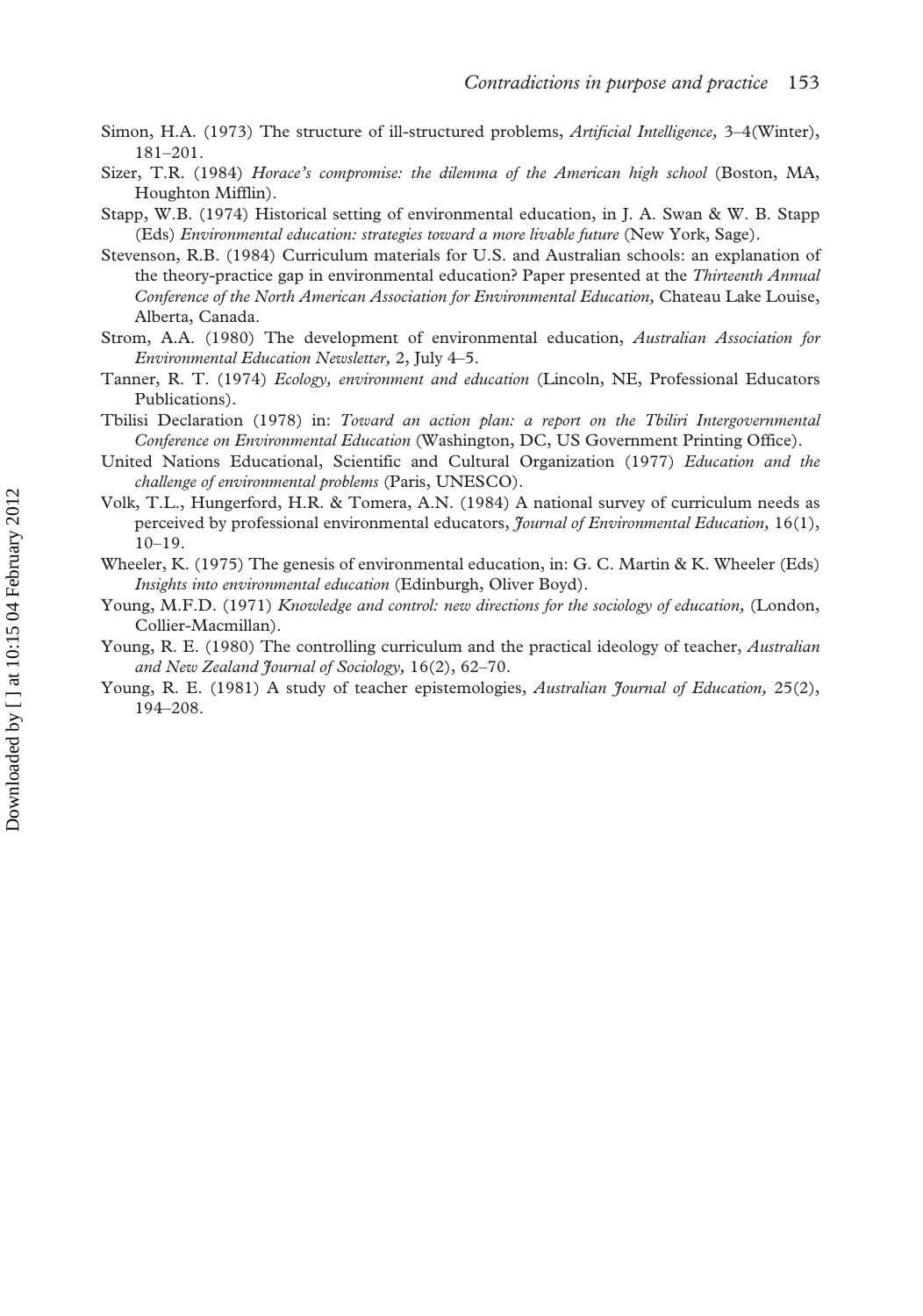Simon, H.A. (1973) The structure of ill-structured problems, *Artificial Intelligence,* 3–4(Winter), 181–201.

Sizer, T.R. (1984) *Horace's compromise: the dilemma of the American high school* (Boston, MA, Houghton Mifflin).

Stapp, W.B. (1974) Historical setting of environmental education, in J. A. Swan & W. B. Stapp (Eds) *Environmental education: strategies toward a more livable future* (New York, Sage).

Stevenson, R.B. (1984) Curriculum materials for U.S. and Australian schools: an explanation of the theory-practice gap in environmental education? Paper presented at the *Thirteenth Annual Conference of the North American Association for Environmental Education,* Chateau Lake Louise, Alberta, Canada.

Strom, A.A. (1980) The development of environmental education, *Australian Association for Environmental Education Newsletter,* 2, July 4–5.

Tanner, R. T. (1974) *Ecology, environment and education* (Lincoln, NE, Professional Educators Publications).

Tbilisi Declaration (1978) in: *Toward an action plan: a report on the Tbiliri Intergovernmental Conference on Environmental Education* (Washington, DC, US Government Printing Office).

United Nations Educational, Scientific and Cultural Organization (1977) *Education and the challenge of environmental problems* (Paris, UNESCO).

Volk, T.L., Hungerford, H.R. & Tomera, A.N. (1984) A national survey of curriculum needs as perceived by professional environmental educators, *Journal of Environmental Education,* 16(1), 10–19.

Wheeler, K. (1975) The genesis of environmental education, in: G. C. Martin & K. Wheeler (Eds) *Insights into environmental education* (Edinburgh, Oliver Boyd).

Young, M.F.D. (1971) *Knowledge and control: new directions for the sociology of education,* (London, Collier-Macmillan).

Young, R. E. (1980) The controlling curriculum and the practical ideology of teacher, *Australian and New Zealand Journal of Sociology,* 16(2), 62–70.

Young, R. E. (1981) A study of teacher epistemologies, *Australian Journal of Education,* 25(2), 194–208.